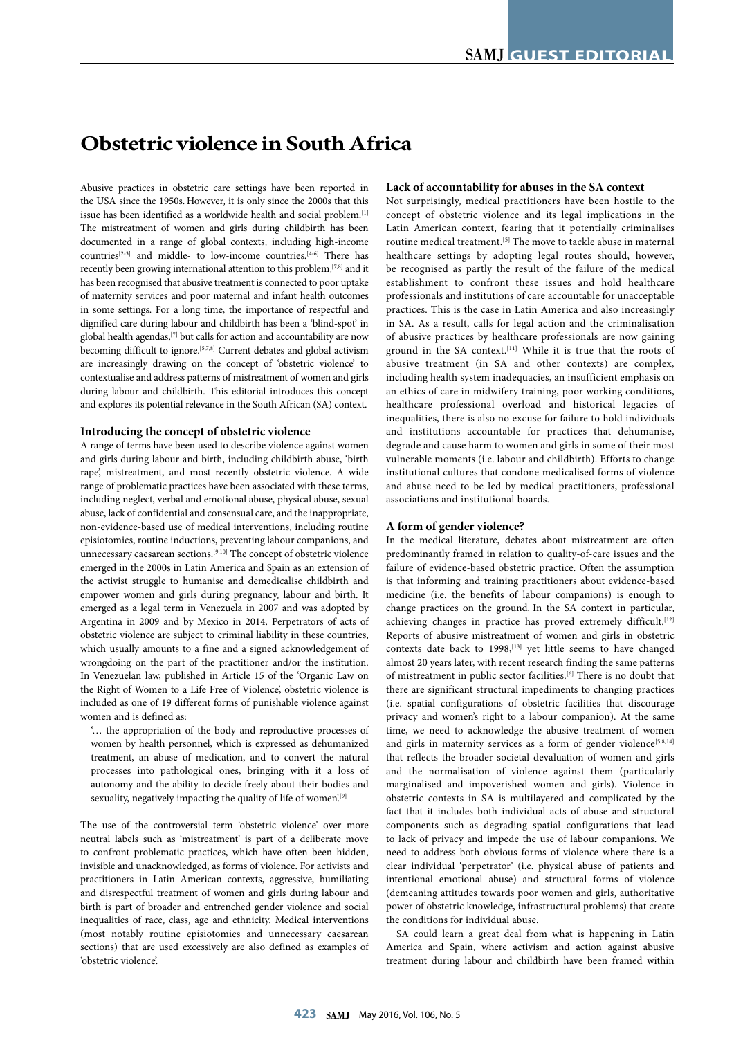# Obstetric violence in South Africa

Abusive practices in obstetric care settings have been reported in the USA since the 1950s. However, it is only since the 2000s that this issue has been identified as a worldwide health and social problem.[1] The mistreatment of women and girls during childbirth has been documented in a range of global contexts, including high-income countries[2-3] and middle- to low-income countries.[4-6] There has recently been growing international attention to this problem,[7,8] and it has been recognised that abusive treatment is connected to poor uptake of maternity services and poor maternal and infant health outcomes in some settings. For a long time, the importance of respectful and dignified care during labour and childbirth has been a 'blind-spot' in global health agendas,[7] but calls for action and accountability are now becoming difficult to ignore.[5,7,8] Current debates and global activism are increasingly drawing on the concept of 'obstetric violence' to contextualise and address patterns of mistreatment of women and girls during labour and childbirth. This editorial introduces this concept and explores its potential relevance in the South African (SA) context.

## Introducing the concept of obstetric violence

A range of terms have been used to describe violence against women and girls during labour and birth, including childbirth abuse, 'birth rape', mistreatment, and most recently obstetric violence. A wide range of problematic practices have been associated with these terms, including neglect, verbal and emotional abuse, physical abuse, sexual abuse, lack of confidential and consensual care, and the inappropriate, non-evidence-based use of medical interventions, including routine episiotomies, routine inductions, preventing labour companions, and unnecessary caesarean sections.[9,10] The concept of obstetric violence emerged in the 2000s in Latin America and Spain as an extension of the activist struggle to humanise and demedicalise childbirth and empower women and girls during pregnancy, labour and birth. It emerged as a legal term in Venezuela in 2007 and was adopted by Argentina in 2009 and by Mexico in 2014. Perpetrators of acts of obstetric violence are subject to criminal liability in these countries, which usually amounts to a fine and a signed acknowledgement of wrongdoing on the part of the practitioner and/or the institution. In Venezuelan law, published in Article 15 of the 'Organic Law on the Right of Women to a Life Free of Violence', obstetric violence is included as one of 19 different forms of punishable violence against women and is defined as:

> '… the appropriation of the body and reproductive processes of women by health personnel, which is expressed as dehumanized treatment, an abuse of medication, and to convert the natural processes into pathological ones, bringing with it a loss of autonomy and the ability to decide freely about their bodies and sexuality, negatively impacting the quality of life of women'.[9]

The use of the controversial term 'obstetric violence' over more neutral labels such as 'mistreatment' is part of a deliberate move to confront problematic practices, which have often been hidden, invisible and unacknowledged, as forms of violence. For activists and practitioners in Latin American contexts, aggressive, humiliating and disrespectful treatment of women and girls during labour and birth is part of broader and entrenched gender violence and social inequalities of race, class, age and ethnicity. Medical interventions (most notably routine episiotomies and unnecessary caesarean sections) that are used excessively are also defined as examples of 'obstetric violence'.

## Lack of accountability for abuses in the SA context

Not surprisingly, medical practitioners have been hostile to the concept of obstetric violence and its legal implications in the Latin American context, fearing that it potentially criminalises routine medical treatment.[5] The move to tackle abuse in maternal healthcare settings by adopting legal routes should, however, be recognised as partly the result of the failure of the medical establishment to confront these issues and hold healthcare professionals and institutions of care accountable for unacceptable practices. This is the case in Latin America and also increasingly in SA. As a result, calls for legal action and the criminalisation of abusive practices by healthcare professionals are now gaining ground in the SA context.[11] While it is true that the roots of abusive treatment (in SA and other contexts) are complex, including health system inadequacies, an insufficient emphasis on an ethics of care in midwifery training, poor working conditions, healthcare professional overload and historical legacies of inequalities, there is also no excuse for failure to hold individuals and institutions accountable for practices that dehumanise, degrade and cause harm to women and girls in some of their most vulnerable moments (i.e. labour and childbirth). Efforts to change institutional cultures that condone medicalised forms of violence and abuse need to be led by medical practitioners, professional associations and institutional boards.

## A form of gender violence?

In the medical literature, debates about mistreatment are often predominantly framed in relation to quality-of-care issues and the failure of evidence-based obstetric practice. Often the assumption is that informing and training practitioners about evidence-based medicine (i.e. the benefits of labour companions) is enough to change practices on the ground. In the SA context in particular, achieving changes in practice has proved extremely difficult.[12] Reports of abusive mistreatment of women and girls in obstetric contexts date back to 1998,[13] yet little seems to have changed almost 20 years later, with recent research finding the same patterns of mistreatment in public sector facilities.[6] There is no doubt that there are significant structural impediments to changing practices (i.e. spatial configurations of obstetric facilities that discourage privacy and women's right to a labour companion). At the same time, we need to acknowledge the abusive treatment of women and girls in maternity services as a form of gender violence[5,8,14] that reflects the broader societal devaluation of women and girls and the normalisation of violence against them (particularly marginalised and impoverished women and girls). Violence in obstetric contexts in SA is multilayered and complicated by the fact that it includes both individual acts of abuse and structural components such as degrading spatial configurations that lead to lack of privacy and impede the use of labour companions. We need to address both obvious forms of violence where there is a clear individual 'perpetrator' (i.e. physical abuse of patients and intentional emotional abuse) and structural forms of violence (demeaning attitudes towards poor women and girls, authoritative power of obstetric knowledge, infrastructural problems) that create the conditions for individual abuse.

SA could learn a great deal from what is happening in Latin America and Spain, where activism and action against abusive treatment during labour and childbirth have been framed within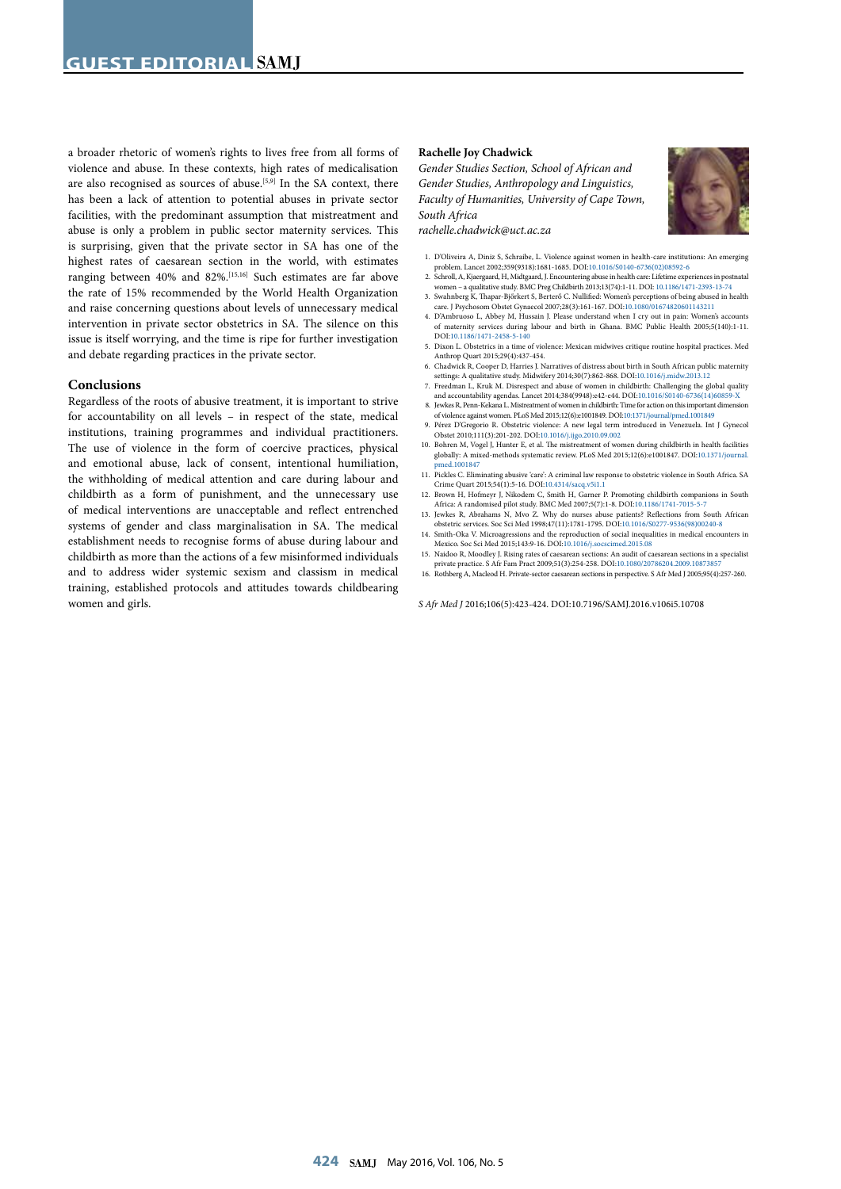a broader rhetoric of women's rights to lives free from all forms of violence and abuse. In these contexts, high rates of medicalisation are also recognised as sources of abuse.[5,9] In the SA context, there has been a lack of attention to potential abuses in private sector facilities, with the predominant assumption that mistreatment and abuse is only a problem in public sector maternity services. This is surprising, given that the private sector in SA has one of the highest rates of caesarean section in the world, with estimates ranging between 40% and 82%.[15,16] Such estimates are far above the rate of 15% recommended by the World Health Organization and raise concerning questions about levels of unnecessary medical intervention in private sector obstetrics in SA. The silence on this issue is itself worrying, and the time is ripe for further investigation and debate regarding practices in the private sector.

## Conclusions

Regardless of the roots of abusive treatment, it is important to strive for accountability on all levels – in respect of the state, medical institutions, training programmes and individual practitioners. The use of violence in the form of coercive practices, physical and emotional abuse, lack of consent, intentional humiliation, the withholding of medical attention and care during labour and childbirth as a form of punishment, and the unnecessary use of medical interventions are unacceptable and reflect entrenched systems of gender and class marginalisation in SA. The medical establishment needs to recognise forms of abuse during labour and childbirth as more than the actions of a few misinformed individuals and to address wider systemic sexism and classism in medical training, established protocols and attitudes towards childbearing women and girls.

**Rachelle Joy Chadwick**
*Gender Studies Section, School of African and Gender Studies, Anthropology and Linguistics, Faculty of Humanities, University of Cape Town, South Africa*
*rachelle.chadwick@uct.ac.za*

1. D'Oliveira A, Diniz S, Schraibe, L. Violence against women in health-care institutions: An emerging problem. Lancet 2002;359(9318):1681-1685. DOI:10.1016/S0140-6736(02)08592-6
2. Schroll, A, Kjaergaard, H, Midtgaard, J. Encountering abuse in health care: Lifetime experiences in postnatal women – a qualitative study. BMC Preg Childbirth 2013;13(74):1-11. DOI: 10.1186/1471-2393-13-74
3. Swahnberg K, Thapar-Björkert S, Berterö C. Nullified: Women's perceptions of being abused in health care. J Psychosom Obstet Gynaecol 2007;28(3):161-167. DOI:10.1080/01674820601143211
4. D'Ambruoso L, Abbey M, Hussain J. Please understand when I cry out in pain: Women's accounts of maternity services during labour and birth in Ghana. BMC Public Health 2005;5(140):1-11. DOI:10.1186/1471-2458-5-140
5. Dixon L. Obstetrics in a time of violence: Mexican midwives critique routine hospital practices. Med Anthrop Quart 2015;29(4):437-454.
6. Chadwick R, Cooper D, Harries J. Narratives of distress about birth in South African public maternity settings: A qualitative study. Midwifery 2014;30(7):862-868. DOI:10.1016/j.midw.2013.12
7. Freedman L, Kruk M. Disrespect and abuse of women in childbirth: Challenging the global quality and accountability agendas. Lancet 2014;384(9948):e42-e44. DOI:10.1016/S0140-6736(14)60859-X
8. Jewkes R, Penn-Kekana L. Mistreatment of women in childbirth: Time for action on this important dimension of violence against women. PLoS Med 2015;12(6):e1001849. DOI:10:1371/journal/pmed.1001849
9. Pérez D'Gregorio R. Obstetric violence: A new legal term introduced in Venezuela. Int J Gynecol Obstet 2010;111(3):201-202. DOI:10.1016/j.ijgo.2010.09.002
10. Bohren M, Vogel J, Hunter E, et al. The mistreatment of women during childbirth in health facilities globally: A mixed-methods systematic review. PLoS Med 2015;12(6):e1001847. DOI:10.1371/journal.pmed.1001847
11. Pickles C. Eliminating abusive 'care': A criminal law response to obstetric violence in South Africa. SA Crime Quart 2015;54(1):5-16. DOI:10.4314/sacq.v5i1.1
12. Brown H, Hofmeyr J, Nikodem C, Smith H, Garner P. Promoting childbirth companions in South Africa: A randomised pilot study. BMC Med 2007;5(7):1-8. DOI:10.1186/1741-7015-5-7
13. Jewkes R, Abrahams N, Mvo Z. Why do nurses abuse patients? Reflections from South African obstetric services. Soc Sci Med 1998;47(11):1781-1795. DOI:10.1016/S0277-9536(98)00240-8
14. Smith-Oka V. Microagressions and the reproduction of social inequalities in medical encounters in Mexico. Soc Sci Med 2015;143:9-16. DOI:10.1016/j.socscimed.2015.08
15. Naidoo R, Moodley J. Rising rates of caesarean sections: An audit of caesarean sections in a specialist private practice. S Afr Fam Pract 2009;51(3):254-258. DOI:10.1080/20786204.2009.10873857
16. Rothberg A, Macleod H. Private-sector caesarean sections in perspective. S Afr Med J 2005;95(4):257-260.

*S Afr Med J* 2016;106(5):423-424. DOI:10.7196/SAMJ.2016.v106i5.10708